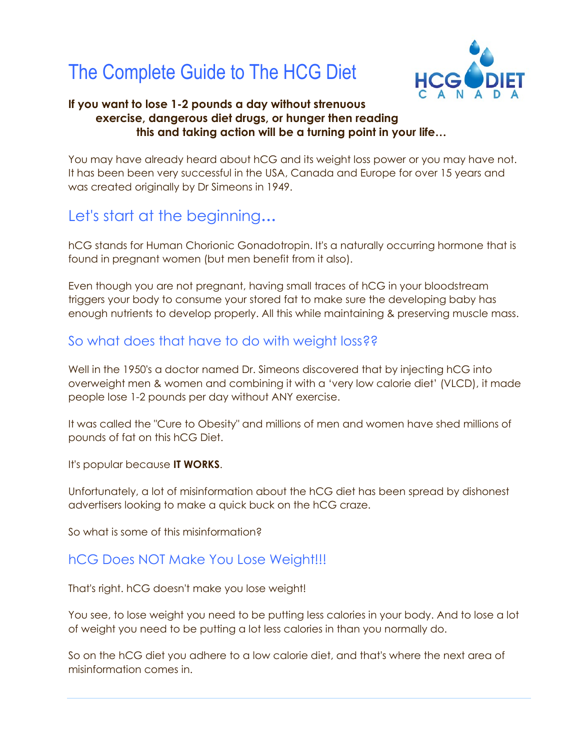# The Complete Guide to The HCG Diet

**If you want to lose 1-2 pounds a day without strenuous exercise, dangerous diet drugs, or hunger then reading this and taking action will be a turning point in your life…**

You may have already heard about hCG and its weight loss power or you may have not. It has been been very successful in the USA, Canada and Europe for over 15 years and was created originally by Dr Simeons in 1949.

## Let's start at the beginning...

hCG stands for Human Chorionic Gonadotropin. It's a naturally occurring hormone that is found in pregnant women (but men benefit from it also).

Even though you are not pregnant, having small traces of hCG in your bloodstream triggers your body to consume your stored fat to make sure the developing baby has enough nutrients to develop properly. All this while maintaining & preserving muscle mass.

### So what does that have to do with weight loss??

Well in the 1950's a doctor named Dr. Simeons discovered that by injecting hCG into overweight men & women and combining it with a 'very low calorie diet' (VLCD), it made people lose 1-2 pounds per day without ANY exercise.

It was called the "Cure to Obesity" and millions of men and women have shed millions of pounds of fat on this hCG Diet.

It's popular because **IT WORKS**.

Unfortunately, a lot of misinformation about the hCG diet has been spread by dishonest advertisers looking to make a quick buck on the hCG craze.

So what is some of this misinformation?

### hCG Does NOT Make You Lose Weight!!!

That's right. hCG doesn't make you lose weight!

You see, to lose weight you need to be putting less calories in your body. And to lose a lot of weight you need to be putting a lot less calories in than you normally do.

So on the hCG diet you adhere to a low calorie diet, and that's where the next area of misinformation comes in.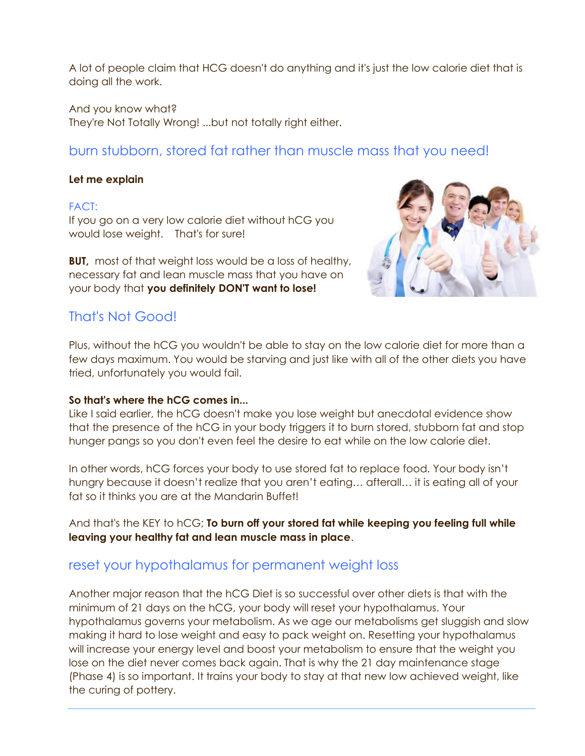A lot of people claim that HCG doesn't do anything and it's just the low calorie diet that is doing all the work.

And you know what?
They're Not Totally Wrong! ...but not totally right either.

## burn stubborn, stored fat rather than muscle mass that you need!

**Let me explain**

FACT:
If you go on a very low calorie diet without hCG you would lose weight.   That's for sure!

**BUT,** most of that weight loss would be a loss of healthy, necessary fat and lean muscle mass that you have on your body that **you definitely DON'T want to lose!**

## That's Not Good!

Plus, without the hCG you wouldn't be able to stay on the low calorie diet for more than a few days maximum. You would be starving and just like with all of the other diets you have tried, unfortunately you would fail.

**So that's where the hCG comes in...**
Like I said earlier, the hCG doesn't make you lose weight but anecdotal evidence show that the presence of the hCG in your body triggers it to burn stored, stubborn fat and stop hunger pangs so you don't even feel the desire to eat while on the low calorie diet.

In other words, hCG forces your body to use stored fat to replace food. Your body isn't hungry because it doesn't realize that you aren't eating… afterall… it is eating all of your fat so it thinks you are at the Mandarin Buffet!

And that's the KEY to hCG; **To burn off your stored fat while keeping you feeling full while leaving your healthy fat and lean muscle mass in place**.

## reset your hypothalamus for permanent weight loss

Another major reason that the hCG Diet is so successful over other diets is that with the minimum of 21 days on the hCG, your body will reset your hypothalamus. Your hypothalamus governs your metabolism. As we age our metabolisms get sluggish and slow making it hard to lose weight and easy to pack weight on. Resetting your hypothalamus will increase your energy level and boost your metabolism to ensure that the weight you lose on the diet never comes back again. That is why the 21 day maintenance stage (Phase 4) is so important. It trains your body to stay at that new low achieved weight, like the curing of pottery.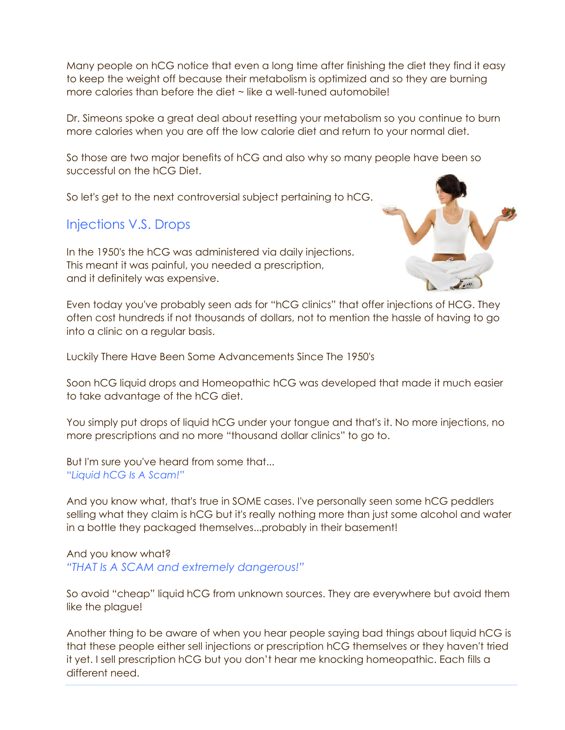Many people on hCG notice that even a long time after finishing the diet they find it easy to keep the weight off because their metabolism is optimized and so they are burning more calories than before the diet ~ like a well-tuned automobile!

Dr. Simeons spoke a great deal about resetting your metabolism so you continue to burn more calories when you are off the low calorie diet and return to your normal diet.

So those are two major benefits of hCG and also why so many people have been so successful on the hCG Diet.

So let's get to the next controversial subject pertaining to hCG.

## Injections V.S. Drops

In the 1950's the hCG was administered via daily injections. This meant it was painful, you needed a prescription, and it definitely was expensive.

Even today you've probably seen ads for "hCG clinics" that offer injections of HCG. They often cost hundreds if not thousands of dollars, not to mention the hassle of having to go into a clinic on a regular basis.

Luckily There Have Been Some Advancements Since The 1950's

Soon hCG liquid drops and Homeopathic hCG was developed that made it much easier to take advantage of the hCG diet.

You simply put drops of liquid hCG under your tongue and that's it. No more injections, no more prescriptions and no more "thousand dollar clinics" to go to.

But I'm sure you've heard from some that...
*"Liquid hCG Is A Scam!"*

And you know what, that's true in SOME cases. I've personally seen some hCG peddlers selling what they claim is hCG but it's really nothing more than just some alcohol and water in a bottle they packaged themselves...probably in their basement!

And you know what?
*"THAT Is A SCAM and extremely dangerous!"*

So avoid "cheap" liquid hCG from unknown sources. They are everywhere but avoid them like the plague!

Another thing to be aware of when you hear people saying bad things about liquid hCG is that these people either sell injections or prescription hCG themselves or they haven't tried it yet. I sell prescription hCG but you don't hear me knocking homeopathic. Each fills a different need.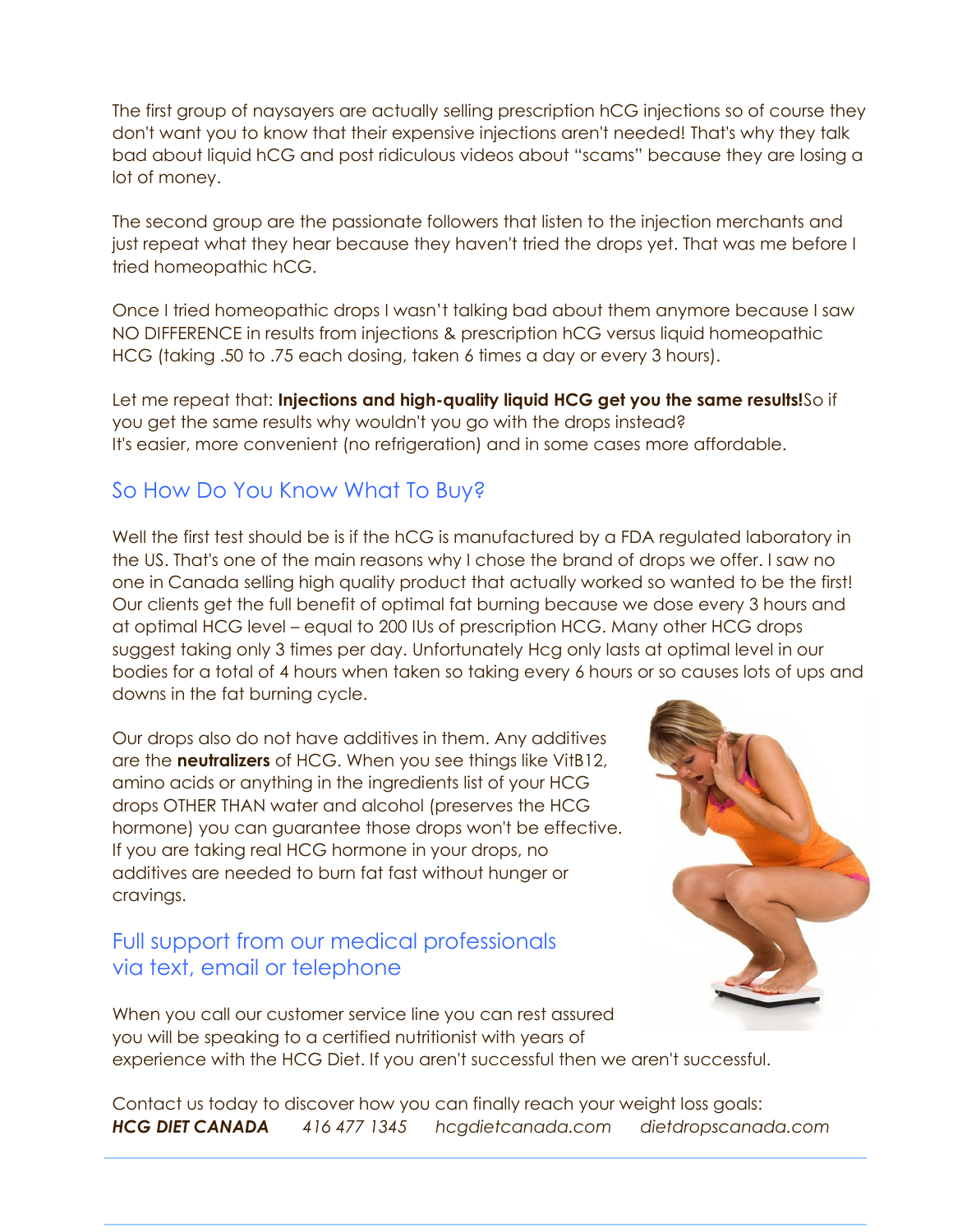The first group of naysayers are actually selling prescription hCG injections so of course they don't want you to know that their expensive injections aren't needed! That's why they talk bad about liquid hCG and post ridiculous videos about "scams" because they are losing a lot of money.

The second group are the passionate followers that listen to the injection merchants and just repeat what they hear because they haven't tried the drops yet. That was me before I tried homeopathic hCG.

Once I tried homeopathic drops I wasn't talking bad about them anymore because I saw NO DIFFERENCE in results from injections & prescription hCG versus liquid homeopathic HCG (taking .50 to .75 each dosing, taken 6 times a day or every 3 hours).

Let me repeat that: **Injections and high-quality liquid HCG get you the same results!**So if you get the same results why wouldn't you go with the drops instead?
It's easier, more convenient (no refrigeration) and in some cases more affordable.

## So How Do You Know What To Buy?

Well the first test should be is if the hCG is manufactured by a FDA regulated laboratory in the US. That's one of the main reasons why I chose the brand of drops we offer. I saw no one in Canada selling high quality product that actually worked so wanted to be the first! Our clients get the full benefit of optimal fat burning because we dose every 3 hours and at optimal HCG level – equal to 200 IUs of prescription HCG. Many other HCG drops suggest taking only 3 times per day. Unfortunately Hcg only lasts at optimal level in our bodies for a total of 4 hours when taken so taking every 6 hours or so causes lots of ups and downs in the fat burning cycle.

Our drops also do not have additives in them. Any additives are the **neutralizers** of HCG. When you see things like VitB12, amino acids or anything in the ingredients list of your HCG drops OTHER THAN water and alcohol (preserves the HCG hormone) you can guarantee those drops won't be effective. If you are taking real HCG hormone in your drops, no additives are needed to burn fat fast without hunger or cravings.

## Full support from our medical professionals via text, email or telephone

When you call our customer service line you can rest assured you will be speaking to a certified nutritionist with years of experience with the HCG Diet. If you aren't successful then we aren't successful.

Contact us today to discover how you can finally reach your weight loss goals:
***HCG DIET CANADA*** *416 477 1345* *hcgdietcanada.com* *dietdropscanada.com*